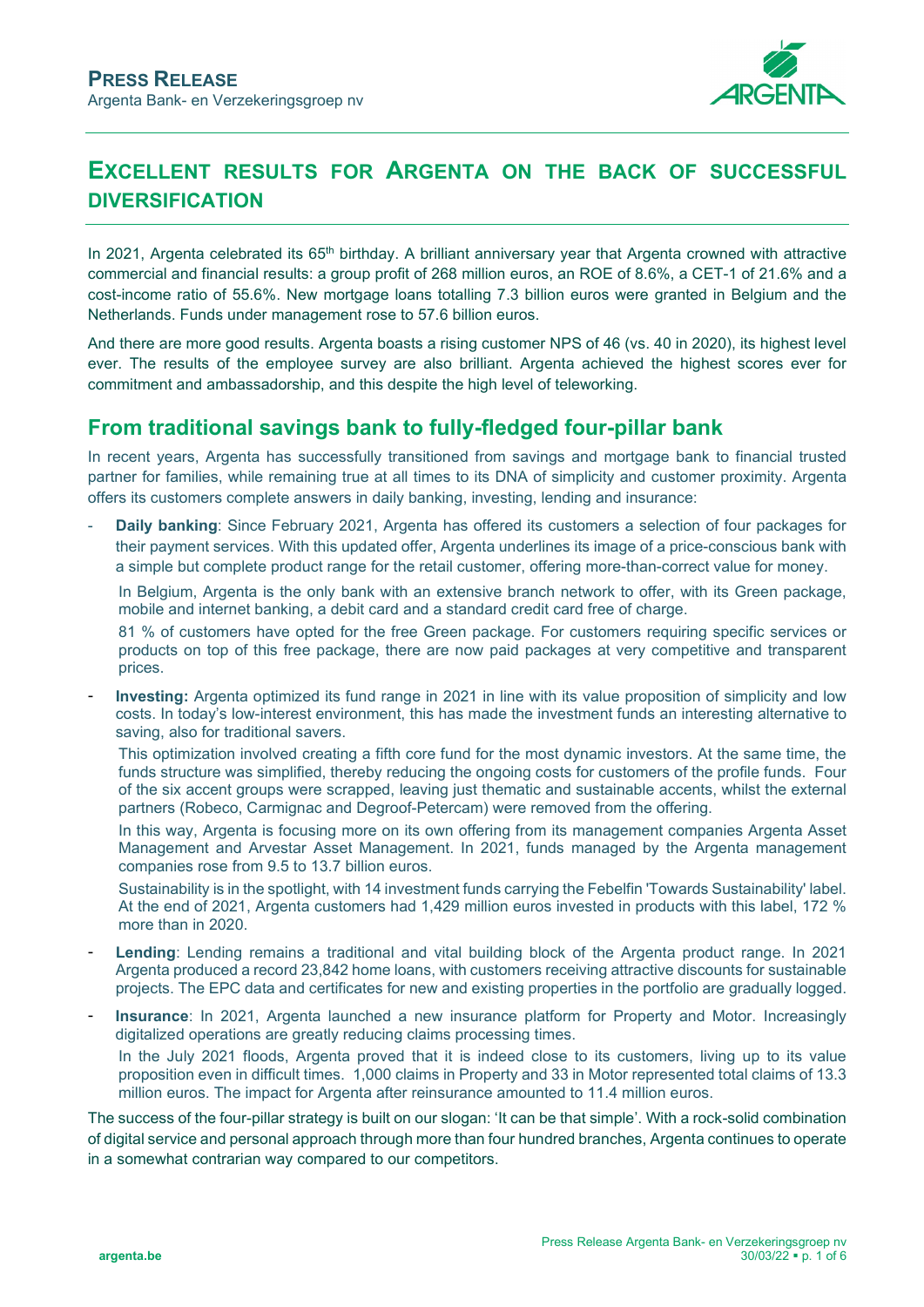**PRESS RELEASE**
Argenta Bank- en Verzekeringsgroep nv

# EXCELLENT RESULTS FOR ARGENTA ON THE BACK OF SUCCESSFUL DIVERSIFICATION

In 2021, Argenta celebrated its 65th birthday. A brilliant anniversary year that Argenta crowned with attractive commercial and financial results: a group profit of 268 million euros, an ROE of 8.6%, a CET-1 of 21.6% and a cost-income ratio of 55.6%. New mortgage loans totalling 7.3 billion euros were granted in Belgium and the Netherlands. Funds under management rose to 57.6 billion euros.

And there are more good results. Argenta boasts a rising customer NPS of 46 (vs. 40 in 2020), its highest level ever. The results of the employee survey are also brilliant. Argenta achieved the highest scores ever for commitment and ambassadorship, and this despite the high level of teleworking.

## From traditional savings bank to fully-fledged four-pillar bank

In recent years, Argenta has successfully transitioned from savings and mortgage bank to financial trusted partner for families, while remaining true at all times to its DNA of simplicity and customer proximity. Argenta offers its customers complete answers in daily banking, investing, lending and insurance:

- **Daily banking**: Since February 2021, Argenta has offered its customers a selection of four packages for their payment services. With this updated offer, Argenta underlines its image of a price-conscious bank with a simple but complete product range for the retail customer, offering more-than-correct value for money.

  In Belgium, Argenta is the only bank with an extensive branch network to offer, with its Green package, mobile and internet banking, a debit card and a standard credit card free of charge.

  81 % of customers have opted for the free Green package. For customers requiring specific services or products on top of this free package, there are now paid packages at very competitive and transparent prices.

- **Investing:** Argenta optimized its fund range in 2021 in line with its value proposition of simplicity and low costs. In today's low-interest environment, this has made the investment funds an interesting alternative to saving, also for traditional savers.

  This optimization involved creating a fifth core fund for the most dynamic investors. At the same time, the funds structure was simplified, thereby reducing the ongoing costs for customers of the profile funds. Four of the six accent groups were scrapped, leaving just thematic and sustainable accents, whilst the external partners (Robeco, Carmignac and Degroof-Petercam) were removed from the offering.

  In this way, Argenta is focusing more on its own offering from its management companies Argenta Asset Management and Arvestar Asset Management. In 2021, funds managed by the Argenta management companies rose from 9.5 to 13.7 billion euros.

  Sustainability is in the spotlight, with 14 investment funds carrying the Febelfin 'Towards Sustainability' label. At the end of 2021, Argenta customers had 1,429 million euros invested in products with this label, 172 % more than in 2020.

- **Lending**: Lending remains a traditional and vital building block of the Argenta product range. In 2021 Argenta produced a record 23,842 home loans, with customers receiving attractive discounts for sustainable projects. The EPC data and certificates for new and existing properties in the portfolio are gradually logged.

- **Insurance**: In 2021, Argenta launched a new insurance platform for Property and Motor. Increasingly digitalized operations are greatly reducing claims processing times.

  In the July 2021 floods, Argenta proved that it is indeed close to its customers, living up to its value proposition even in difficult times. 1,000 claims in Property and 33 in Motor represented total claims of 13.3 million euros. The impact for Argenta after reinsurance amounted to 11.4 million euros.

The success of the four-pillar strategy is built on our slogan: 'It can be that simple'. With a rock-solid combination of digital service and personal approach through more than four hundred branches, Argenta continues to operate in a somewhat contrarian way compared to our competitors.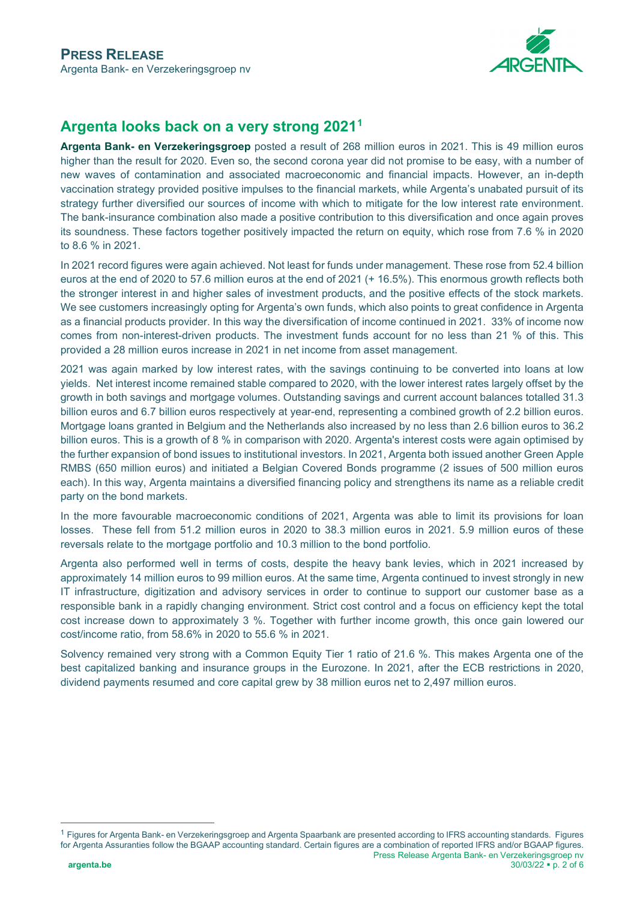**PRESS RELEASE**
Argenta Bank- en Verzekeringsgroep nv

# Argenta looks back on a very strong 2021[1]

**Argenta Bank- en Verzekeringsgroep** posted a result of 268 million euros in 2021. This is 49 million euros higher than the result for 2020. Even so, the second corona year did not promise to be easy, with a number of new waves of contamination and associated macroeconomic and financial impacts. However, an in-depth vaccination strategy provided positive impulses to the financial markets, while Argenta's unabated pursuit of its strategy further diversified our sources of income with which to mitigate for the low interest rate environment. The bank-insurance combination also made a positive contribution to this diversification and once again proves its soundness. These factors together positively impacted the return on equity, which rose from 7.6 % in 2020 to 8.6 % in 2021.

In 2021 record figures were again achieved. Not least for funds under management. These rose from 52.4 billion euros at the end of 2020 to 57.6 million euros at the end of 2021 (+ 16.5%). This enormous growth reflects both the stronger interest in and higher sales of investment products, and the positive effects of the stock markets. We see customers increasingly opting for Argenta's own funds, which also points to great confidence in Argenta as a financial products provider. In this way the diversification of income continued in 2021. 33% of income now comes from non-interest-driven products. The investment funds account for no less than 21 % of this. This provided a 28 million euros increase in 2021 in net income from asset management.

2021 was again marked by low interest rates, with the savings continuing to be converted into loans at low yields. Net interest income remained stable compared to 2020, with the lower interest rates largely offset by the growth in both savings and mortgage volumes. Outstanding savings and current account balances totalled 31.3 billion euros and 6.7 billion euros respectively at year-end, representing a combined growth of 2.2 billion euros. Mortgage loans granted in Belgium and the Netherlands also increased by no less than 2.6 billion euros to 36.2 billion euros. This is a growth of 8 % in comparison with 2020. Argenta's interest costs were again optimised by the further expansion of bond issues to institutional investors. In 2021, Argenta both issued another Green Apple RMBS (650 million euros) and initiated a Belgian Covered Bonds programme (2 issues of 500 million euros each). In this way, Argenta maintains a diversified financing policy and strengthens its name as a reliable credit party on the bond markets.

In the more favourable macroeconomic conditions of 2021, Argenta was able to limit its provisions for loan losses. These fell from 51.2 million euros in 2020 to 38.3 million euros in 2021. 5.9 million euros of these reversals relate to the mortgage portfolio and 10.3 million to the bond portfolio.

Argenta also performed well in terms of costs, despite the heavy bank levies, which in 2021 increased by approximately 14 million euros to 99 million euros. At the same time, Argenta continued to invest strongly in new IT infrastructure, digitization and advisory services in order to continue to support our customer base as a responsible bank in a rapidly changing environment. Strict cost control and a focus on efficiency kept the total cost increase down to approximately 3 %. Together with further income growth, this once gain lowered our cost/income ratio, from 58.6% in 2020 to 55.6 % in 2021.

Solvency remained very strong with a Common Equity Tier 1 ratio of 21.6 %. This makes Argenta one of the best capitalized banking and insurance groups in the Eurozone. In 2021, after the ECB restrictions in 2020, dividend payments resumed and core capital grew by 38 million euros net to 2,497 million euros.

[1] Figures for Argenta Bank- en Verzekeringsgroep and Argenta Spaarbank are presented according to IFRS accounting standards. Figures for Argenta Assurancies follow the BGAAP accounting standard. Certain figures are a combination of reported IFRS and/or BGAAP figures.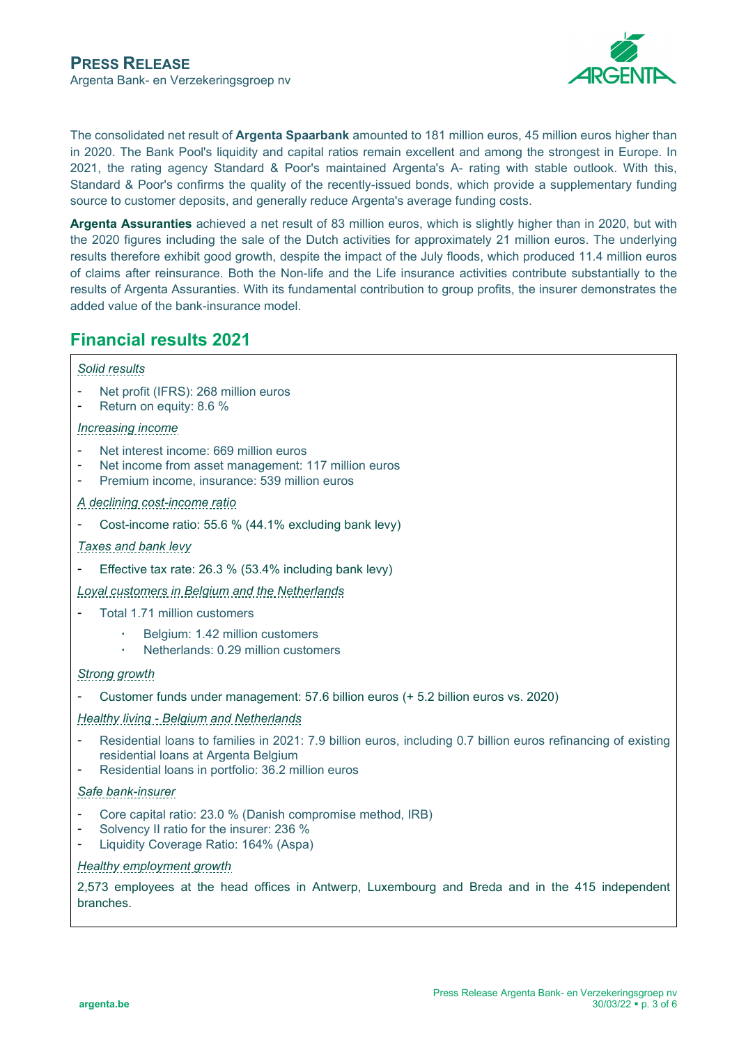The consolidated net result of **Argenta Spaarbank** amounted to 181 million euros, 45 million euros higher than in 2020. The Bank Pool's liquidity and capital ratios remain excellent and among the strongest in Europe. In 2021, the rating agency Standard & Poor's maintained Argenta's A- rating with stable outlook. With this, Standard & Poor's confirms the quality of the recently-issued bonds, which provide a supplementary funding source to customer deposits, and generally reduce Argenta's average funding costs.

**Argenta Assuranties** achieved a net result of 83 million euros, which is slightly higher than in 2020, but with the 2020 figures including the sale of the Dutch activities for approximately 21 million euros. The underlying results therefore exhibit good growth, despite the impact of the July floods, which produced 11.4 million euros of claims after reinsurance. Both the Non-life and the Life insurance activities contribute substantially to the results of Argenta Assuranties. With its fundamental contribution to group profits, the insurer demonstrates the added value of the bank-insurance model.

## Financial results 2021

*Solid results*

- Net profit (IFRS): 268 million euros
- Return on equity: 8.6 %

*Increasing income*

- Net interest income: 669 million euros
- Net income from asset management: 117 million euros
- Premium income, insurance: 539 million euros

*A declining cost-income ratio*

- Cost-income ratio: 55.6 % (44.1% excluding bank levy)

*Taxes and bank levy*

- Effective tax rate: 26.3 % (53.4% including bank levy)

*Loyal customers in Belgium and the Netherlands*

- Total 1.71 million customers
  - Belgium: 1.42 million customers
  - Netherlands: 0.29 million customers

*Strong growth*

- Customer funds under management: 57.6 billion euros (+ 5.2 billion euros vs. 2020)

*Healthy living - Belgium and Netherlands*

- Residential loans to families in 2021: 7.9 billion euros, including 0.7 billion euros refinancing of existing residential loans at Argenta Belgium
- Residential loans in portfolio: 36.2 million euros

*Safe bank-insurer*

- Core capital ratio: 23.0 % (Danish compromise method, IRB)
- Solvency II ratio for the insurer: 236 %
- Liquidity Coverage Ratio: 164% (Aspa)

*Healthy employment growth*

2,573 employees at the head offices in Antwerp, Luxembourg and Breda and in the 415 independent branches.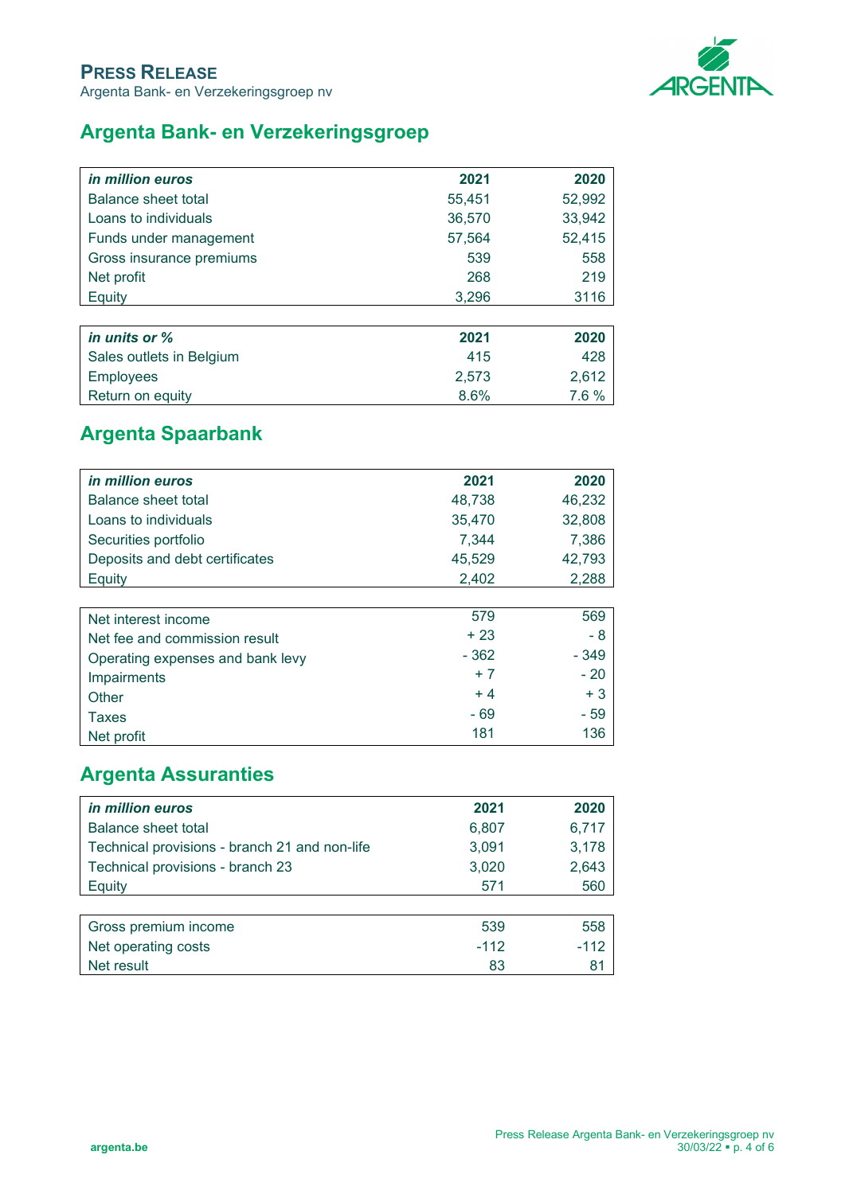# Argenta Bank- en Verzekeringsgroep

| *in million euros* | 2021 | 2020 |
|---|---|---|
| Balance sheet total | 55,451 | 52,992 |
| Loans to individuals | 36,570 | 33,942 |
| Funds under management | 57,564 | 52,415 |
| Gross insurance premiums | 539 | 558 |
| Net profit | 268 | 219 |
| Equity | 3,296 | 3116 |

| *in units or %* | 2021 | 2020 |
|---|---|---|
| Sales outlets in Belgium | 415 | 428 |
| Employees | 2,573 | 2,612 |
| Return on equity | 8.6% | 7.6 % |

# Argenta Spaarbank

| *in million euros* | 2021 | 2020 |
|---|---|---|
| Balance sheet total | 48,738 | 46,232 |
| Loans to individuals | 35,470 | 32,808 |
| Securities portfolio | 7,344 | 7,386 |
| Deposits and debt certificates | 45,529 | 42,793 |
| Equity | 2,402 | 2,288 |

| | 2021 | 2020 |
|---|---|---|
| Net interest income | 579 | 569 |
| Net fee and commission result | + 23 | - 8 |
| Operating expenses and bank levy | - 362 | - 349 |
| Impairments | + 7 | - 20 |
| Other | + 4 | + 3 |
| Taxes | - 69 | - 59 |
| Net profit | 181 | 136 |

# Argenta Assuranties

| *in million euros* | 2021 | 2020 |
|---|---|---|
| Balance sheet total | 6,807 | 6,717 |
| Technical provisions - branch 21 and non-life | 3,091 | 3,178 |
| Technical provisions - branch 23 | 3,020 | 2,643 |
| Equity | 571 | 560 |

| | 2021 | 2020 |
|---|---|---|
| Gross premium income | 539 | 558 |
| Net operating costs | -112 | -112 |
| Net result | 83 | 81 |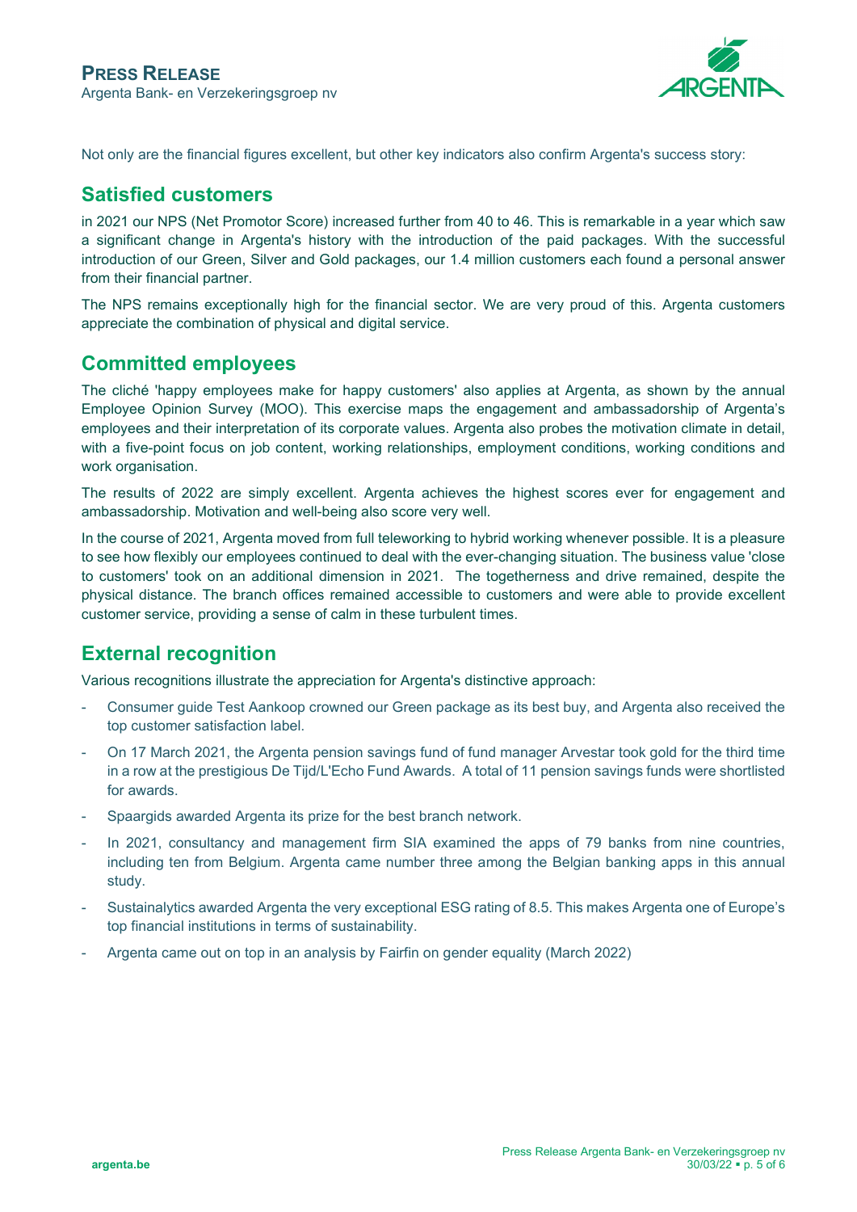Not only are the financial figures excellent, but other key indicators also confirm Argenta's success story:

## Satisfied customers

in 2021 our NPS (Net Promotor Score) increased further from 40 to 46. This is remarkable in a year which saw a significant change in Argenta's history with the introduction of the paid packages. With the successful introduction of our Green, Silver and Gold packages, our 1.4 million customers each found a personal answer from their financial partner.

The NPS remains exceptionally high for the financial sector. We are very proud of this. Argenta customers appreciate the combination of physical and digital service.

## Committed employees

The cliché 'happy employees make for happy customers' also applies at Argenta, as shown by the annual Employee Opinion Survey (MOO). This exercise maps the engagement and ambassadorship of Argenta's employees and their interpretation of its corporate values. Argenta also probes the motivation climate in detail, with a five-point focus on job content, working relationships, employment conditions, working conditions and work organisation.

The results of 2022 are simply excellent. Argenta achieves the highest scores ever for engagement and ambassadorship. Motivation and well-being also score very well.

In the course of 2021, Argenta moved from full teleworking to hybrid working whenever possible. It is a pleasure to see how flexibly our employees continued to deal with the ever-changing situation. The business value 'close to customers' took on an additional dimension in 2021. The togetherness and drive remained, despite the physical distance. The branch offices remained accessible to customers and were able to provide excellent customer service, providing a sense of calm in these turbulent times.

## External recognition

Various recognitions illustrate the appreciation for Argenta's distinctive approach:

- Consumer guide Test Aankoop crowned our Green package as its best buy, and Argenta also received the top customer satisfaction label.
- On 17 March 2021, the Argenta pension savings fund of fund manager Arvestar took gold for the third time in a row at the prestigious De Tijd/L'Echo Fund Awards. A total of 11 pension savings funds were shortlisted for awards.
- Spaargids awarded Argenta its prize for the best branch network.
- In 2021, consultancy and management firm SIA examined the apps of 79 banks from nine countries, including ten from Belgium. Argenta came number three among the Belgian banking apps in this annual study.
- Sustainalytics awarded Argenta the very exceptional ESG rating of 8.5. This makes Argenta one of Europe's top financial institutions in terms of sustainability.
- Argenta came out on top in an analysis by Fairfin on gender equality (March 2022)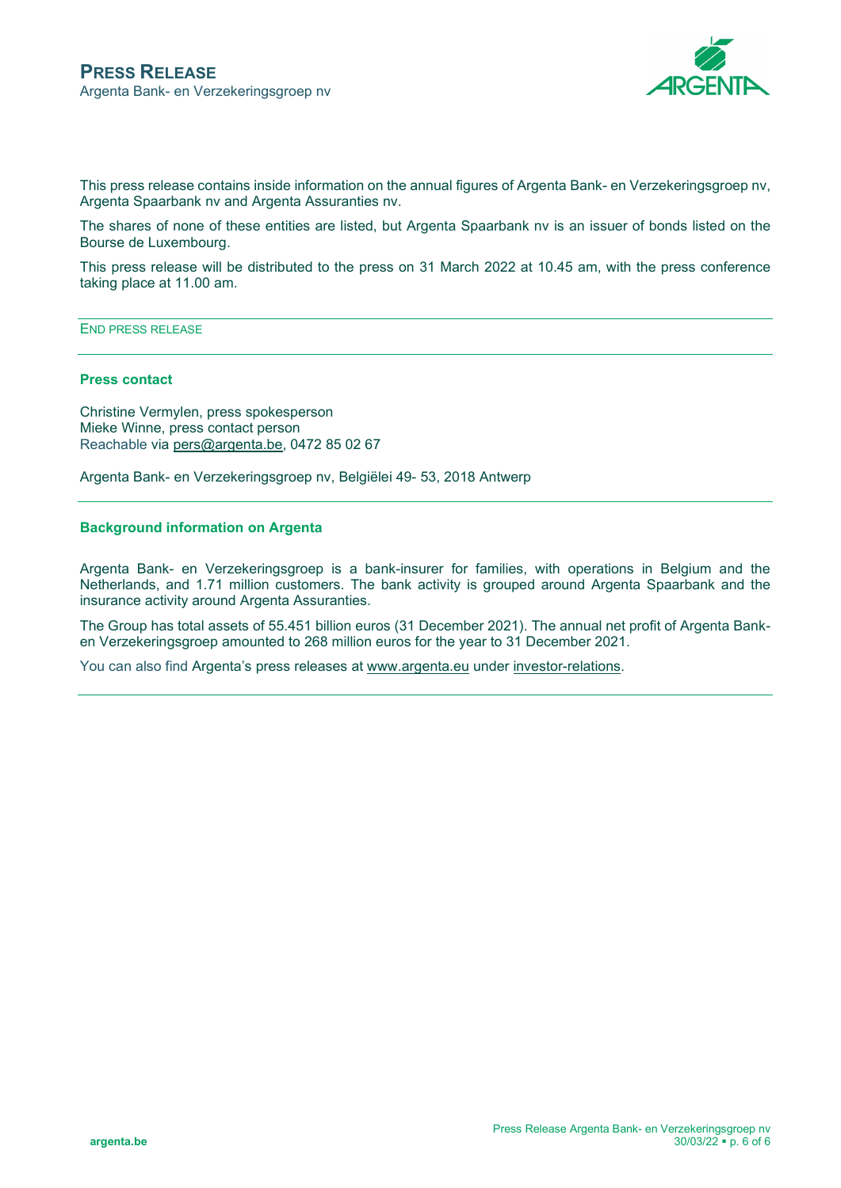This press release contains inside information on the annual figures of Argenta Bank- en Verzekeringsgroep nv, Argenta Spaarbank nv and Argenta Assuranties nv.

The shares of none of these entities are listed, but Argenta Spaarbank nv is an issuer of bonds listed on the Bourse de Luxembourg.

This press release will be distributed to the press on 31 March 2022 at 10.45 am, with the press conference taking place at 11.00 am.

END PRESS RELEASE

**Press contact**

Christine Vermylen, press spokesperson
Mieke Winne, press contact person
Reachable via pers@argenta.be, 0472 85 02 67

Argenta Bank- en Verzekeringsgroep nv, Belgiëlei 49- 53, 2018 Antwerp

**Background information on Argenta**

Argenta Bank- en Verzekeringsgroep is a bank-insurer for families, with operations in Belgium and the Netherlands, and 1.71 million customers. The bank activity is grouped around Argenta Spaarbank and the insurance activity around Argenta Assuranties.

The Group has total assets of 55.451 billion euros (31 December 2021). The annual net profit of Argenta Bank- en Verzekeringsgroep amounted to 268 million euros for the year to 31 December 2021.

You can also find Argenta's press releases at www.argenta.eu under investor-relations.